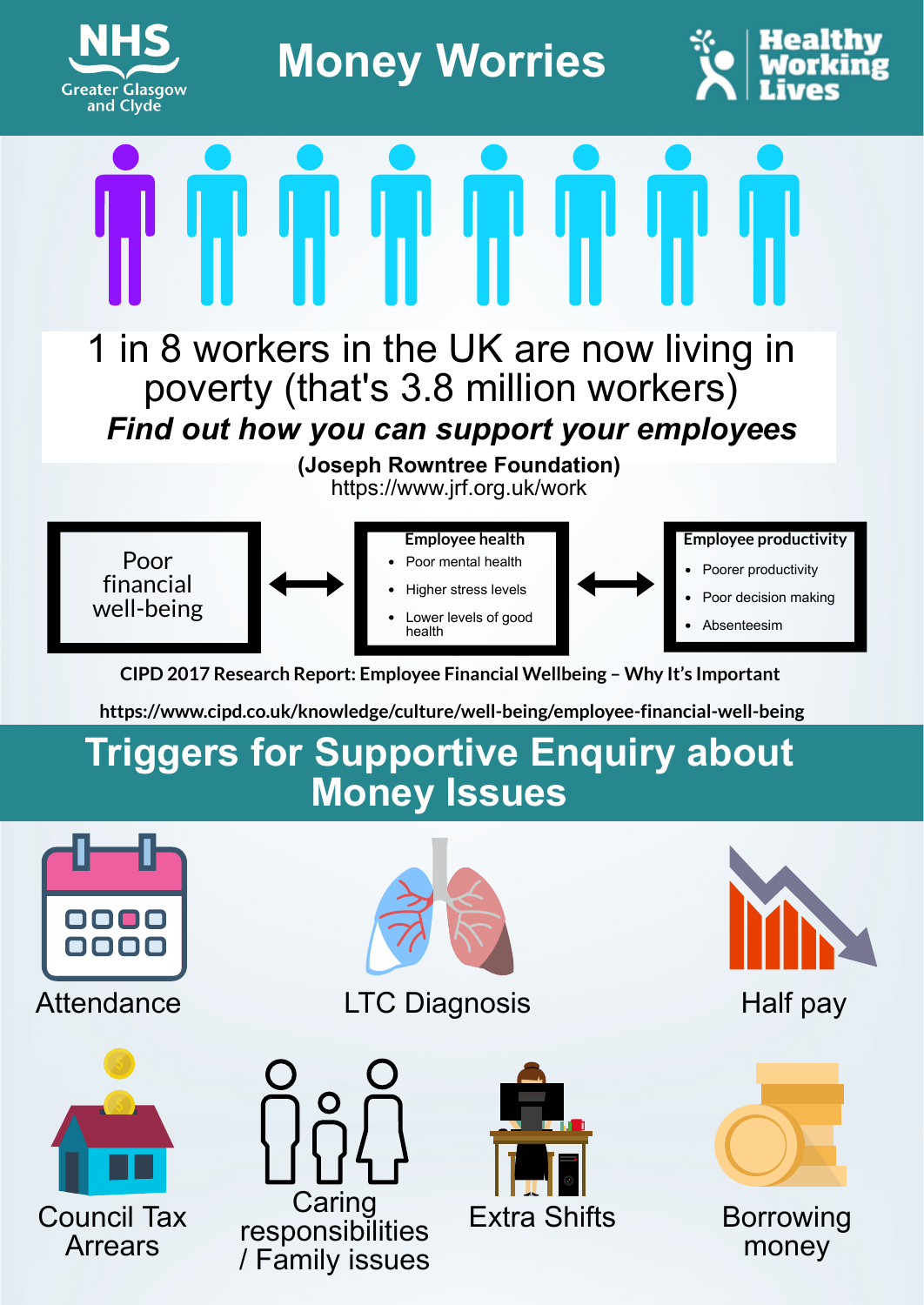NHS Greater Glasgow and Clyde

# Money Worries

Healthy Working Lives

1 in 8 workers in the UK are now living in poverty (that's 3.8 million workers)

***Find out how you can support your employees***

**(Joseph Rowntree Foundation)**
https://www.jrf.org.uk/work

Poor financial well-being ⟷ **Employee health**

- Poor mental health
- Higher stress levels
- Lower levels of good health

⟷ **Employee productivity**

- Poorer productivity
- Poor decision making
- Absenteesim

**CIPD 2017 Research Report: Employee Financial Wellbeing – Why It's Important**

**https://www.cipd.co.uk/knowledge/culture/well-being/employee-financial-well-being**

## Triggers for Supportive Enquiry about Money Issues

- Attendance
- LTC Diagnosis
- Half pay
- Council Tax Arrears
- Caring responsibilities / Family issues
- Extra Shifts
- Borrowing money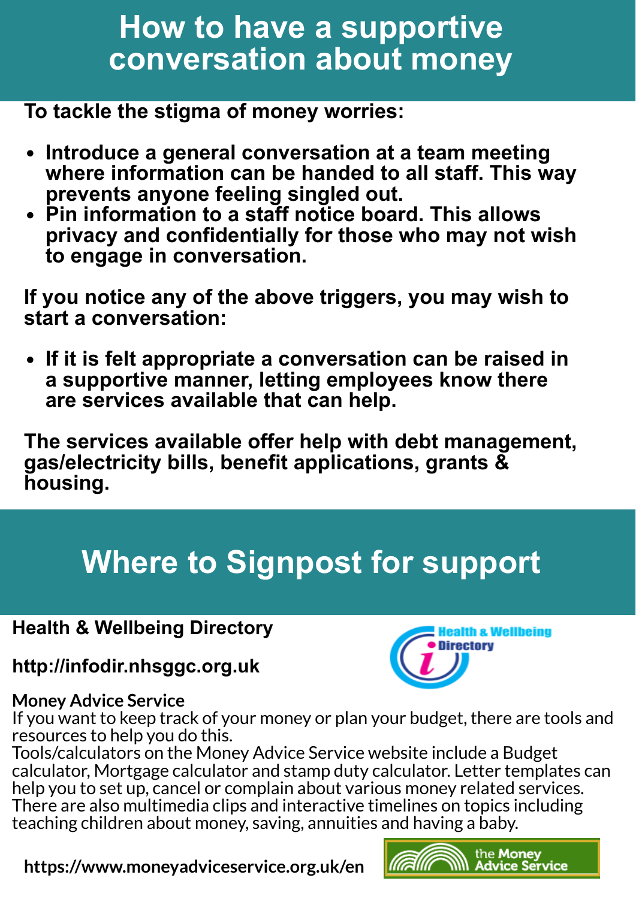# How to have a supportive conversation about money

**To tackle the stigma of money worries:**

- **Introduce a general conversation at a team meeting where information can be handed to all staff. This way prevents anyone feeling singled out.**
- **Pin information to a staff notice board. This allows privacy and confidentially for those who may not wish to engage in conversation.**

**If you notice any of the above triggers, you may wish to start a conversation:**

- **If it is felt appropriate a conversation can be raised in a supportive manner, letting employees know there are services available that can help.**

**The services available offer help with debt management, gas/electricity bills, benefit applications, grants & housing.**

# Where to Signpost for support

**Health & Wellbeing Directory**

**http://infodir.nhsggc.org.uk**

**Money Advice Service**

If you want to keep track of your money or plan your budget, there are tools and resources to help you do this.

Tools/calculators on the Money Advice Service website include a Budget calculator, Mortgage calculator and stamp duty calculator. Letter templates can help you to set up, cancel or complain about various money related services. There are also multimedia clips and interactive timelines on topics including teaching children about money, saving, annuities and having a baby.

**https://www.moneyadviceservice.org.uk/en**